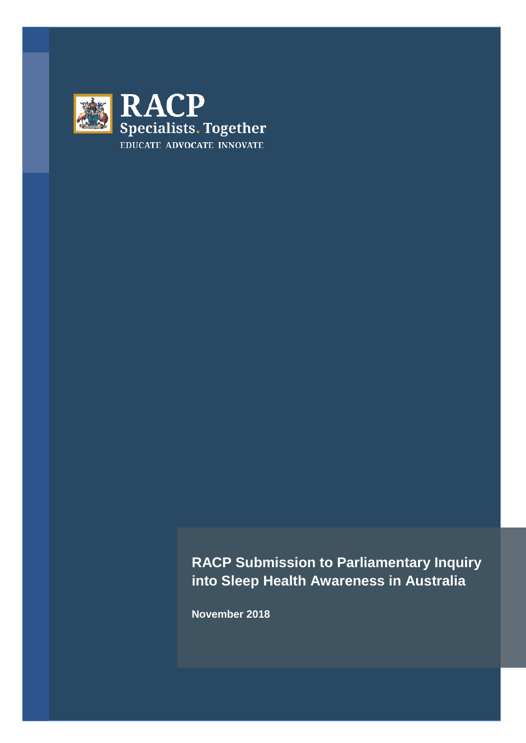RACP

Specialists. Together

EDUCATE ADVOCATE INNOVATE

# RACP Submission to Parliamentary Inquiry into Sleep Health Awareness in Australia

**November 2018**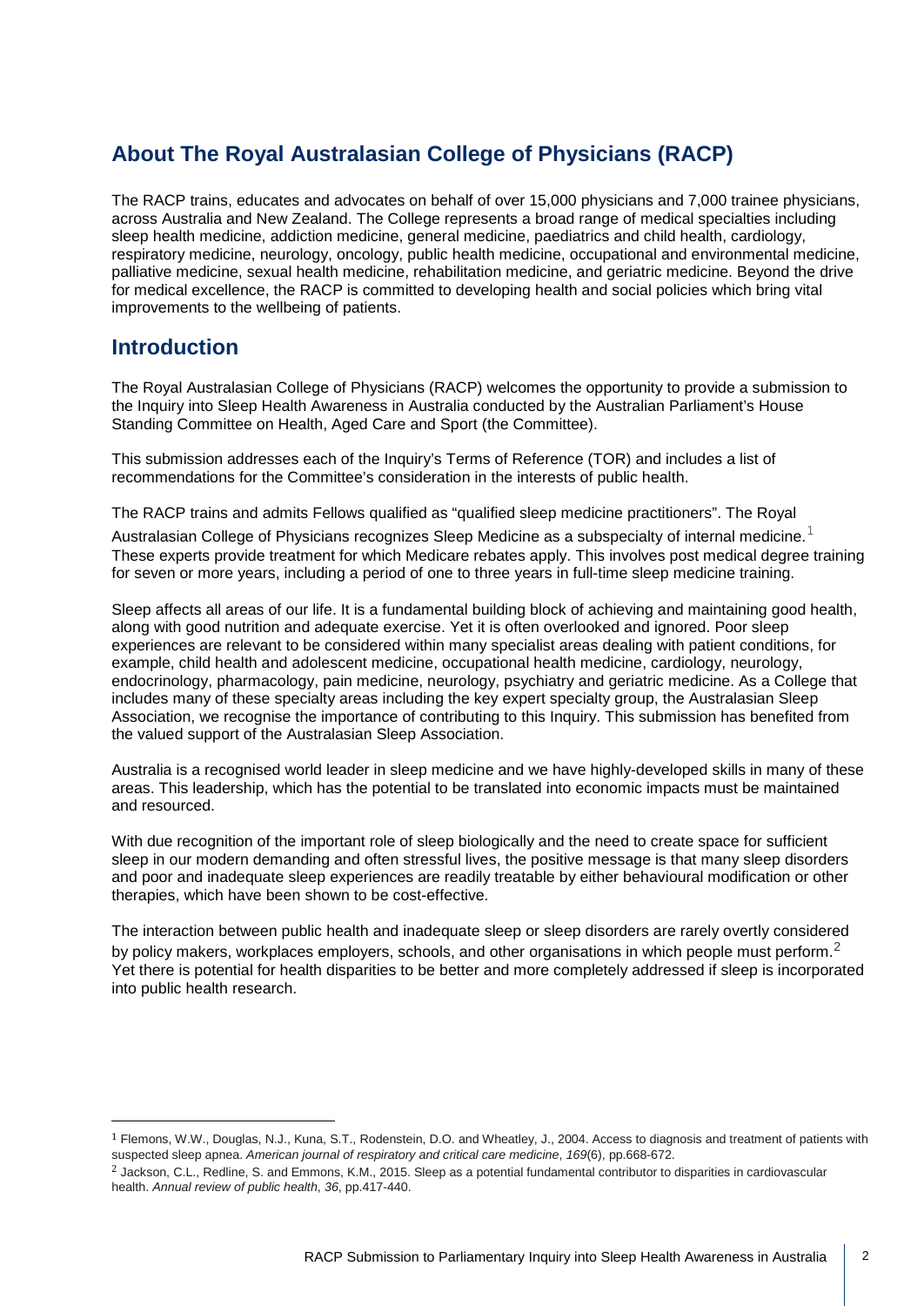## About The Royal Australasian College of Physicians (RACP)

The RACP trains, educates and advocates on behalf of over 15,000 physicians and 7,000 trainee physicians, across Australia and New Zealand. The College represents a broad range of medical specialties including sleep health medicine, addiction medicine, general medicine, paediatrics and child health, cardiology, respiratory medicine, neurology, oncology, public health medicine, occupational and environmental medicine, palliative medicine, sexual health medicine, rehabilitation medicine, and geriatric medicine. Beyond the drive for medical excellence, the RACP is committed to developing health and social policies which bring vital improvements to the wellbeing of patients.

## Introduction

The Royal Australasian College of Physicians (RACP) welcomes the opportunity to provide a submission to the Inquiry into Sleep Health Awareness in Australia conducted by the Australian Parliament's House Standing Committee on Health, Aged Care and Sport (the Committee).

This submission addresses each of the Inquiry's Terms of Reference (TOR) and includes a list of recommendations for the Committee's consideration in the interests of public health.

The RACP trains and admits Fellows qualified as "qualified sleep medicine practitioners". The Royal Australasian College of Physicians recognizes Sleep Medicine as a subspecialty of internal medicine.[1] These experts provide treatment for which Medicare rebates apply. This involves post medical degree training for seven or more years, including a period of one to three years in full-time sleep medicine training.

Sleep affects all areas of our life. It is a fundamental building block of achieving and maintaining good health, along with good nutrition and adequate exercise. Yet it is often overlooked and ignored. Poor sleep experiences are relevant to be considered within many specialist areas dealing with patient conditions, for example, child health and adolescent medicine, occupational health medicine, cardiology, neurology, endocrinology, pharmacology, pain medicine, neurology, psychiatry and geriatric medicine. As a College that includes many of these specialty areas including the key expert specialty group, the Australasian Sleep Association, we recognise the importance of contributing to this Inquiry. This submission has benefited from the valued support of the Australasian Sleep Association.

Australia is a recognised world leader in sleep medicine and we have highly-developed skills in many of these areas. This leadership, which has the potential to be translated into economic impacts must be maintained and resourced.

With due recognition of the important role of sleep biologically and the need to create space for sufficient sleep in our modern demanding and often stressful lives, the positive message is that many sleep disorders and poor and inadequate sleep experiences are readily treatable by either behavioural modification or other therapies, which have been shown to be cost-effective.

The interaction between public health and inadequate sleep or sleep disorders are rarely overtly considered by policy makers, workplaces employers, schools, and other organisations in which people must perform.[2] Yet there is potential for health disparities to be better and more completely addressed if sleep is incorporated into public health research.

---

[1] Flemons, W.W., Douglas, N.J., Kuna, S.T., Rodenstein, D.O. and Wheatley, J., 2004. Access to diagnosis and treatment of patients with suspected sleep apnea. *American journal of respiratory and critical care medicine*, *169*(6), pp.668-672.

[2] Jackson, C.L., Redline, S. and Emmons, K.M., 2015. Sleep as a potential fundamental contributor to disparities in cardiovascular health. *Annual review of public health*, *36*, pp.417-440.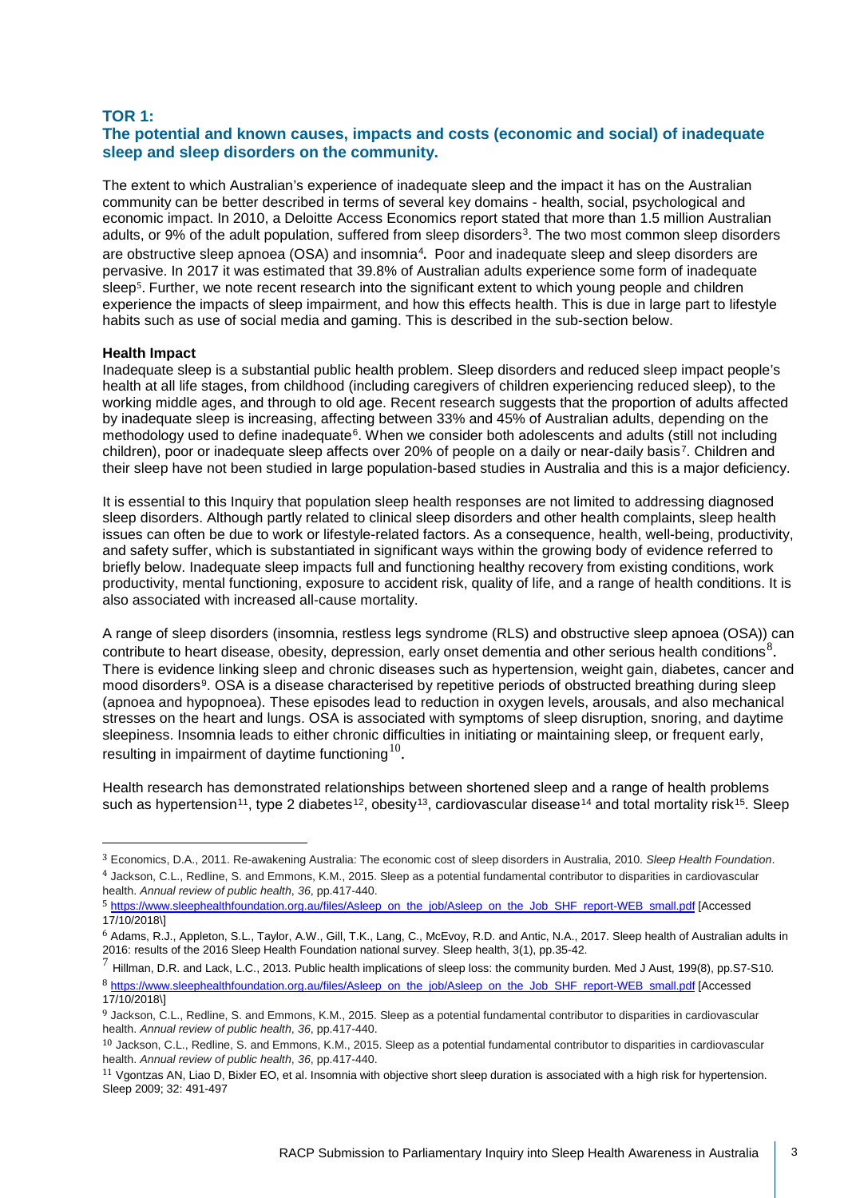## TOR 1:
## The potential and known causes, impacts and costs (economic and social) of inadequate sleep and sleep disorders on the community.

The extent to which Australian's experience of inadequate sleep and the impact it has on the Australian community can be better described in terms of several key domains - health, social, psychological and economic impact. In 2010, a Deloitte Access Economics report stated that more than 1.5 million Australian adults, or 9% of the adult population, suffered from sleep disorders[3]. The two most common sleep disorders are obstructive sleep apnoea (OSA) and insomnia[4]. Poor and inadequate sleep and sleep disorders are pervasive. In 2017 it was estimated that 39.8% of Australian adults experience some form of inadequate sleep[5]. Further, we note recent research into the significant extent to which young people and children experience the impacts of sleep impairment, and how this effects health. This is due in large part to lifestyle habits such as use of social media and gaming. This is described in the sub-section below.

**Health Impact**

Inadequate sleep is a substantial public health problem. Sleep disorders and reduced sleep impact people's health at all life stages, from childhood (including caregivers of children experiencing reduced sleep), to the working middle ages, and through to old age. Recent research suggests that the proportion of adults affected by inadequate sleep is increasing, affecting between 33% and 45% of Australian adults, depending on the methodology used to define inadequate[6]. When we consider both adolescents and adults (still not including children), poor or inadequate sleep affects over 20% of people on a daily or near-daily basis[7]. Children and their sleep have not been studied in large population-based studies in Australia and this is a major deficiency.

It is essential to this Inquiry that population sleep health responses are not limited to addressing diagnosed sleep disorders. Although partly related to clinical sleep disorders and other health complaints, sleep health issues can often be due to work or lifestyle-related factors. As a consequence, health, well-being, productivity, and safety suffer, which is substantiated in significant ways within the growing body of evidence referred to briefly below. Inadequate sleep impacts full and functioning healthy recovery from existing conditions, work productivity, mental functioning, exposure to accident risk, quality of life, and a range of health conditions. It is also associated with increased all-cause mortality.

A range of sleep disorders (insomnia, restless legs syndrome (RLS) and obstructive sleep apnoea (OSA)) can contribute to heart disease, obesity, depression, early onset dementia and other serious health conditions[8]. There is evidence linking sleep and chronic diseases such as hypertension, weight gain, diabetes, cancer and mood disorders[9]. OSA is a disease characterised by repetitive periods of obstructed breathing during sleep (apnoea and hypopnoea). These episodes lead to reduction in oxygen levels, arousals, and also mechanical stresses on the heart and lungs. OSA is associated with symptoms of sleep disruption, snoring, and daytime sleepiness. Insomnia leads to either chronic difficulties in initiating or maintaining sleep, or frequent early, resulting in impairment of daytime functioning[10].

Health research has demonstrated relationships between shortened sleep and a range of health problems such as hypertension[11], type 2 diabetes[12], obesity[13], cardiovascular disease[14] and total mortality risk[15]. Sleep

---

[3] Economics, D.A., 2011. Re-awakening Australia: The economic cost of sleep disorders in Australia, 2010. *Sleep Health Foundation*.

[4] Jackson, C.L., Redline, S. and Emmons, K.M., 2015. Sleep as a potential fundamental contributor to disparities in cardiovascular health. *Annual review of public health*, *36*, pp.417-440.

[5] https://www.sleephealthfoundation.org.au/files/Asleep_on_the_job/Asleep_on_the_Job_SHF_report-WEB_small.pdf [Accessed 17/10/2018\]

[6] Adams, R.J., Appleton, S.L., Taylor, A.W., Gill, T.K., Lang, C., McEvoy, R.D. and Antic, N.A., 2017. Sleep health of Australian adults in 2016: results of the 2016 Sleep Health Foundation national survey. Sleep health, 3(1), pp.35-42.

[7] Hillman, D.R. and Lack, L.C., 2013. Public health implications of sleep loss: the community burden. Med J Aust, 199(8), pp.S7-S10.

[8] https://www.sleephealthfoundation.org.au/files/Asleep_on_the_job/Asleep_on_the_Job_SHF_report-WEB_small.pdf [Accessed 17/10/2018\]

[9] Jackson, C.L., Redline, S. and Emmons, K.M., 2015. Sleep as a potential fundamental contributor to disparities in cardiovascular health. *Annual review of public health*, *36*, pp.417-440.

[10] Jackson, C.L., Redline, S. and Emmons, K.M., 2015. Sleep as a potential fundamental contributor to disparities in cardiovascular health. *Annual review of public health*, *36*, pp.417-440.

[11] Vgontzas AN, Liao D, Bixler EO, et al. Insomnia with objective short sleep duration is associated with a high risk for hypertension. Sleep 2009; 32: 491-497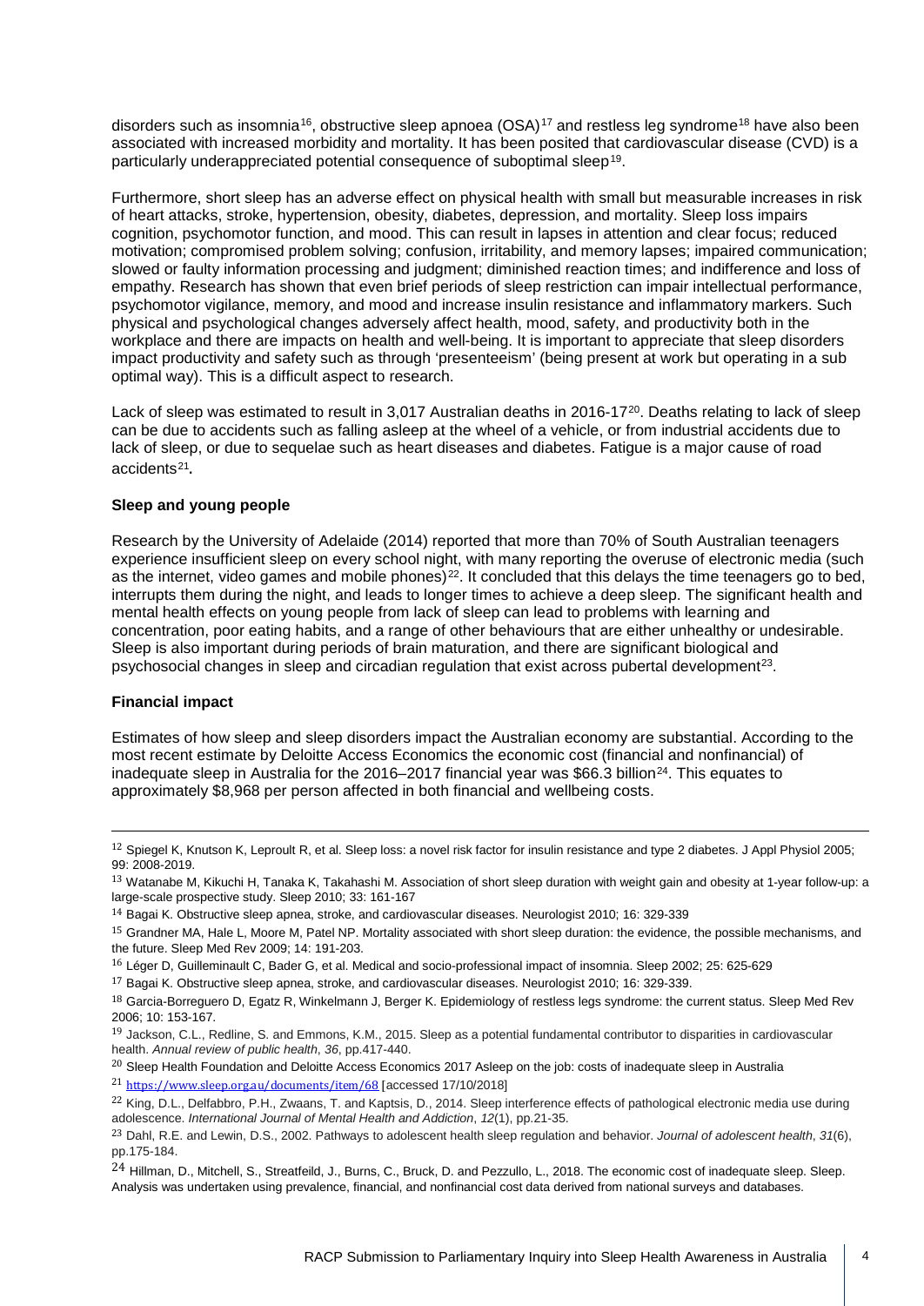disorders such as insomnia[16], obstructive sleep apnoea (OSA)[17] and restless leg syndrome[18] have also been associated with increased morbidity and mortality. It has been posited that cardiovascular disease (CVD) is a particularly underappreciated potential consequence of suboptimal sleep[19].

Furthermore, short sleep has an adverse effect on physical health with small but measurable increases in risk of heart attacks, stroke, hypertension, obesity, diabetes, depression, and mortality. Sleep loss impairs cognition, psychomotor function, and mood. This can result in lapses in attention and clear focus; reduced motivation; compromised problem solving; confusion, irritability, and memory lapses; impaired communication; slowed or faulty information processing and judgment; diminished reaction times; and indifference and loss of empathy. Research has shown that even brief periods of sleep restriction can impair intellectual performance, psychomotor vigilance, memory, and mood and increase insulin resistance and inflammatory markers. Such physical and psychological changes adversely affect health, mood, safety, and productivity both in the workplace and there are impacts on health and well-being. It is important to appreciate that sleep disorders impact productivity and safety such as through 'presenteeism' (being present at work but operating in a sub optimal way). This is a difficult aspect to research.

Lack of sleep was estimated to result in 3,017 Australian deaths in 2016-17[20]. Deaths relating to lack of sleep can be due to accidents such as falling asleep at the wheel of a vehicle, or from industrial accidents due to lack of sleep, or due to sequelae such as heart diseases and diabetes. Fatigue is a major cause of road accidents[21].

**Sleep and young people**

Research by the University of Adelaide (2014) reported that more than 70% of South Australian teenagers experience insufficient sleep on every school night, with many reporting the overuse of electronic media (such as the internet, video games and mobile phones)[22]. It concluded that this delays the time teenagers go to bed, interrupts them during the night, and leads to longer times to achieve a deep sleep. The significant health and mental health effects on young people from lack of sleep can lead to problems with learning and concentration, poor eating habits, and a range of other behaviours that are either unhealthy or undesirable. Sleep is also important during periods of brain maturation, and there are significant biological and psychosocial changes in sleep and circadian regulation that exist across pubertal development[23].

**Financial impact**

Estimates of how sleep and sleep disorders impact the Australian economy are substantial. According to the most recent estimate by Deloitte Access Economics the economic cost (financial and nonfinancial) of inadequate sleep in Australia for the 2016–2017 financial year was $66.3 billion[24]. This equates to approximately $8,968 per person affected in both financial and wellbeing costs.

---

[12] Spiegel K, Knutson K, Leproult R, et al. Sleep loss: a novel risk factor for insulin resistance and type 2 diabetes. J Appl Physiol 2005; 99: 2008-2019.

[13] Watanabe M, Kikuchi H, Tanaka K, Takahashi M. Association of short sleep duration with weight gain and obesity at 1-year follow-up: a large-scale prospective study. Sleep 2010; 33: 161-167

[14] Bagai K. Obstructive sleep apnea, stroke, and cardiovascular diseases. Neurologist 2010; 16: 329-339

[15] Grandner MA, Hale L, Moore M, Patel NP. Mortality associated with short sleep duration: the evidence, the possible mechanisms, and the future. Sleep Med Rev 2009; 14: 191-203.

[16] Léger D, Guilleminault C, Bader G, et al. Medical and socio-professional impact of insomnia. Sleep 2002; 25: 625-629

[17] Bagai K. Obstructive sleep apnea, stroke, and cardiovascular diseases. Neurologist 2010; 16: 329-339.

[18] Garcia-Borreguero D, Egatz R, Winkelmann J, Berger K. Epidemiology of restless legs syndrome: the current status. Sleep Med Rev 2006; 10: 153-167.

[19] Jackson, C.L., Redline, S. and Emmons, K.M., 2015. Sleep as a potential fundamental contributor to disparities in cardiovascular health. *Annual review of public health*, *36*, pp.417-440.

[20] Sleep Health Foundation and Deloitte Access Economics 2017 Asleep on the job: costs of inadequate sleep in Australia

[21] https://www.sleep.org.au/documents/item/68 [accessed 17/10/2018]

[22] King, D.L., Delfabbro, P.H., Zwaans, T. and Kaptsis, D., 2014. Sleep interference effects of pathological electronic media use during adolescence. *International Journal of Mental Health and Addiction*, *12*(1), pp.21-35.

[23] Dahl, R.E. and Lewin, D.S., 2002. Pathways to adolescent health sleep regulation and behavior. *Journal of adolescent health*, *31*(6), pp.175-184.

[24] Hillman, D., Mitchell, S., Streatfeild, J., Burns, C., Bruck, D. and Pezzullo, L., 2018. The economic cost of inadequate sleep. Sleep. Analysis was undertaken using prevalence, financial, and nonfinancial cost data derived from national surveys and databases.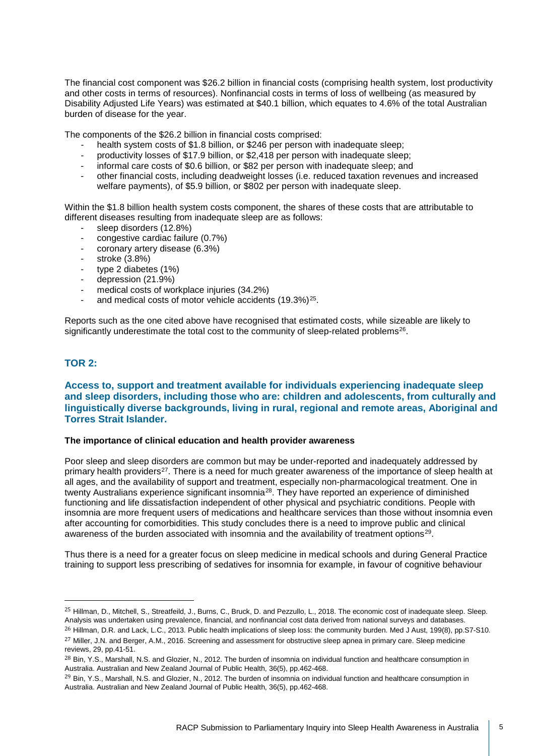The financial cost component was $26.2 billion in financial costs (comprising health system, lost productivity and other costs in terms of resources). Nonfinancial costs in terms of loss of wellbeing (as measured by Disability Adjusted Life Years) was estimated at $40.1 billion, which equates to 4.6% of the total Australian burden of disease for the year.

The components of the $26.2 billion in financial costs comprised:

- health system costs of $1.8 billion, or $246 per person with inadequate sleep;
- productivity losses of $17.9 billion, or $2,418 per person with inadequate sleep;
- informal care costs of $0.6 billion, or $82 per person with inadequate sleep; and
- other financial costs, including deadweight losses (i.e. reduced taxation revenues and increased welfare payments), of $5.9 billion, or $802 per person with inadequate sleep.

Within the $1.8 billion health system costs component, the shares of these costs that are attributable to different diseases resulting from inadequate sleep are as follows:

- sleep disorders (12.8%)
- congestive cardiac failure (0.7%)
- coronary artery disease (6.3%)
- stroke (3.8%)
- type 2 diabetes (1%)
- depression (21.9%)
- medical costs of workplace injuries (34.2%)
- and medical costs of motor vehicle accidents (19.3%)[25].

Reports such as the one cited above have recognised that estimated costs, while sizeable are likely to significantly underestimate the total cost to the community of sleep-related problems[26].

## TOR 2:

### Access to, support and treatment available for individuals experiencing inadequate sleep and sleep disorders, including those who are: children and adolescents, from culturally and linguistically diverse backgrounds, living in rural, regional and remote areas, Aboriginal and Torres Strait Islander.

**The importance of clinical education and health provider awareness**

Poor sleep and sleep disorders are common but may be under-reported and inadequately addressed by primary health providers[27]. There is a need for much greater awareness of the importance of sleep health at all ages, and the availability of support and treatment, especially non-pharmacological treatment. One in twenty Australians experience significant insomnia[28]. They have reported an experience of diminished functioning and life dissatisfaction independent of other physical and psychiatric conditions. People with insomnia are more frequent users of medications and healthcare services than those without insomnia even after accounting for comorbidities. This study concludes there is a need to improve public and clinical awareness of the burden associated with insomnia and the availability of treatment options[29].

Thus there is a need for a greater focus on sleep medicine in medical schools and during General Practice training to support less prescribing of sedatives for insomnia for example, in favour of cognitive behaviour

---

[25] Hillman, D., Mitchell, S., Streatfeild, J., Burns, C., Bruck, D. and Pezzullo, L., 2018. The economic cost of inadequate sleep. Sleep. Analysis was undertaken using prevalence, financial, and nonfinancial cost data derived from national surveys and databases.

[26] Hillman, D.R. and Lack, L.C., 2013. Public health implications of sleep loss: the community burden. Med J Aust, 199(8), pp.S7-S10.

[27] Miller, J.N. and Berger, A.M., 2016. Screening and assessment for obstructive sleep apnea in primary care. Sleep medicine reviews, 29, pp.41-51.

[28] Bin, Y.S., Marshall, N.S. and Glozier, N., 2012. The burden of insomnia on individual function and healthcare consumption in Australia. Australian and New Zealand Journal of Public Health, 36(5), pp.462-468.

[29] Bin, Y.S., Marshall, N.S. and Glozier, N., 2012. The burden of insomnia on individual function and healthcare consumption in Australia. Australian and New Zealand Journal of Public Health, 36(5), pp.462-468.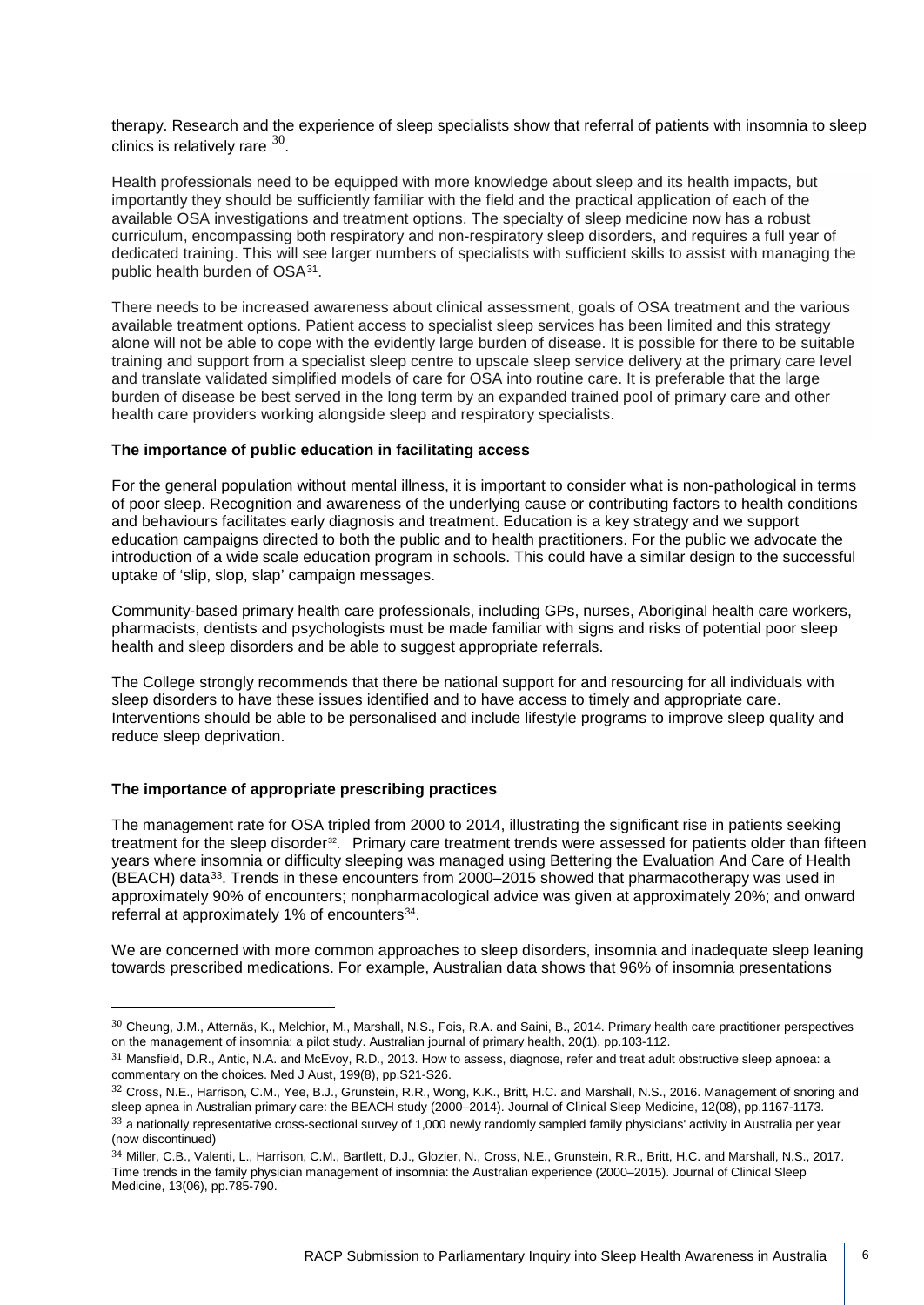therapy. Research and the experience of sleep specialists show that referral of patients with insomnia to sleep clinics is relatively rare [30].

Health professionals need to be equipped with more knowledge about sleep and its health impacts, but importantly they should be sufficiently familiar with the field and the practical application of each of the available OSA investigations and treatment options. The specialty of sleep medicine now has a robust curriculum, encompassing both respiratory and non-respiratory sleep disorders, and requires a full year of dedicated training. This will see larger numbers of specialists with sufficient skills to assist with managing the public health burden of OSA[31].

There needs to be increased awareness about clinical assessment, goals of OSA treatment and the various available treatment options. Patient access to specialist sleep services has been limited and this strategy alone will not be able to cope with the evidently large burden of disease. It is possible for there to be suitable training and support from a specialist sleep centre to upscale sleep service delivery at the primary care level and translate validated simplified models of care for OSA into routine care. It is preferable that the large burden of disease be best served in the long term by an expanded trained pool of primary care and other health care providers working alongside sleep and respiratory specialists.

**The importance of public education in facilitating access**

For the general population without mental illness, it is important to consider what is non-pathological in terms of poor sleep. Recognition and awareness of the underlying cause or contributing factors to health conditions and behaviours facilitates early diagnosis and treatment. Education is a key strategy and we support education campaigns directed to both the public and to health practitioners. For the public we advocate the introduction of a wide scale education program in schools. This could have a similar design to the successful uptake of 'slip, slop, slap' campaign messages.

Community-based primary health care professionals, including GPs, nurses, Aboriginal health care workers, pharmacists, dentists and psychologists must be made familiar with signs and risks of potential poor sleep health and sleep disorders and be able to suggest appropriate referrals.

The College strongly recommends that there be national support for and resourcing for all individuals with sleep disorders to have these issues identified and to have access to timely and appropriate care. Interventions should be able to be personalised and include lifestyle programs to improve sleep quality and reduce sleep deprivation.

**The importance of appropriate prescribing practices**

The management rate for OSA tripled from 2000 to 2014, illustrating the significant rise in patients seeking treatment for the sleep disorder[32]. Primary care treatment trends were assessed for patients older than fifteen years where insomnia or difficulty sleeping was managed using Bettering the Evaluation And Care of Health (BEACH) data[33]. Trends in these encounters from 2000–2015 showed that pharmacotherapy was used in approximately 90% of encounters; nonpharmacological advice was given at approximately 20%; and onward referral at approximately 1% of encounters[34].

We are concerned with more common approaches to sleep disorders, insomnia and inadequate sleep leaning towards prescribed medications. For example, Australian data shows that 96% of insomnia presentations

---

[30] Cheung, J.M., Atternäs, K., Melchior, M., Marshall, N.S., Fois, R.A. and Saini, B., 2014. Primary health care practitioner perspectives on the management of insomnia: a pilot study. Australian journal of primary health, 20(1), pp.103-112.

[31] Mansfield, D.R., Antic, N.A. and McEvoy, R.D., 2013. How to assess, diagnose, refer and treat adult obstructive sleep apnoea: a commentary on the choices. Med J Aust, 199(8), pp.S21-S26.

[32] Cross, N.E., Harrison, C.M., Yee, B.J., Grunstein, R.R., Wong, K.K., Britt, H.C. and Marshall, N.S., 2016. Management of snoring and sleep apnea in Australian primary care: the BEACH study (2000–2014). Journal of Clinical Sleep Medicine, 12(08), pp.1167-1173.

[33] a nationally representative cross-sectional survey of 1,000 newly randomly sampled family physicians' activity in Australia per year (now discontinued)

[34] Miller, C.B., Valenti, L., Harrison, C.M., Bartlett, D.J., Glozier, N., Cross, N.E., Grunstein, R.R., Britt, H.C. and Marshall, N.S., 2017. Time trends in the family physician management of insomnia: the Australian experience (2000–2015). Journal of Clinical Sleep Medicine, 13(06), pp.785-790.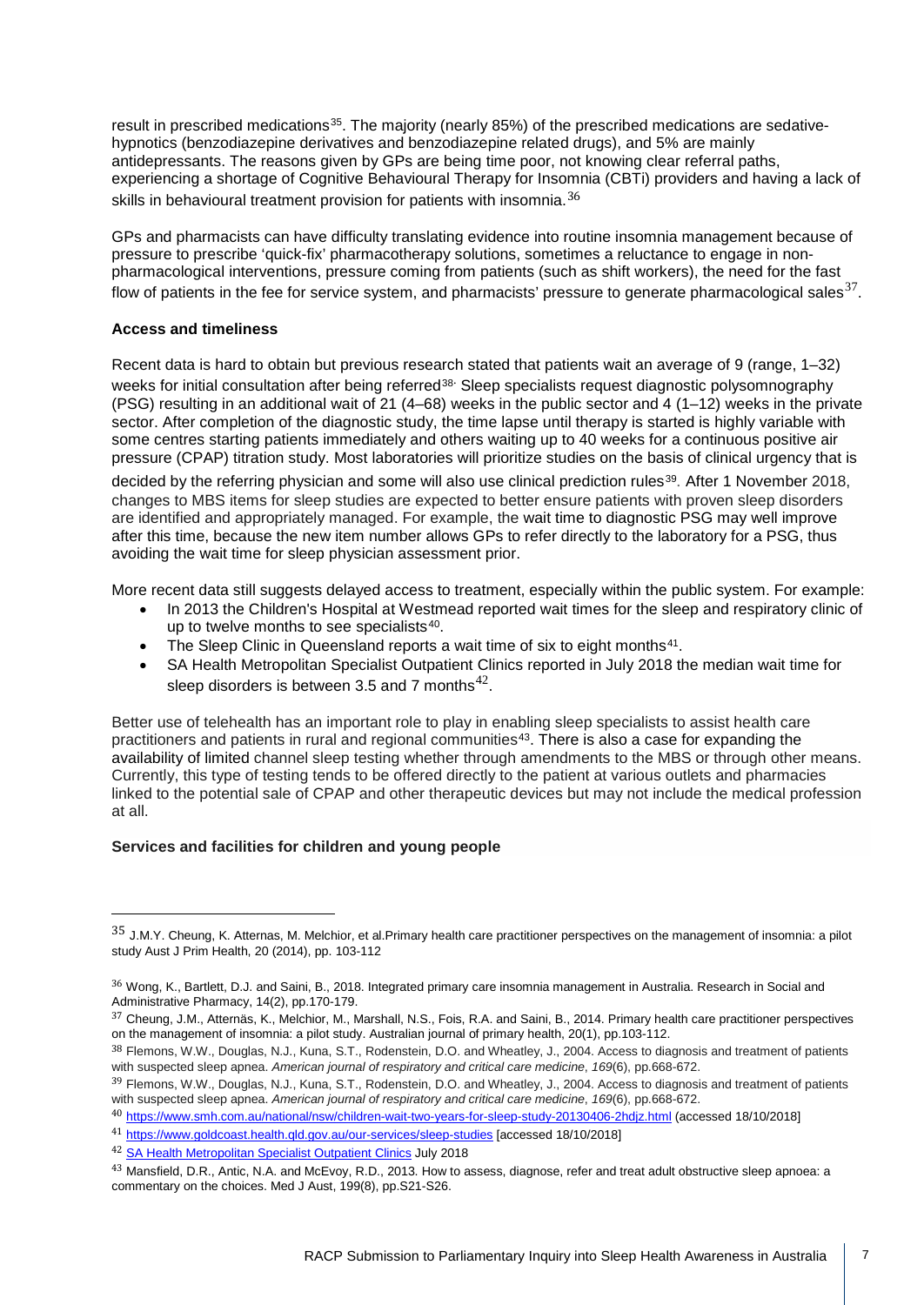result in prescribed medications[35]. The majority (nearly 85%) of the prescribed medications are sedative-hypnotics (benzodiazepine derivatives and benzodiazepine related drugs), and 5% are mainly antidepressants. The reasons given by GPs are being time poor, not knowing clear referral paths, experiencing a shortage of Cognitive Behavioural Therapy for Insomnia (CBTi) providers and having a lack of skills in behavioural treatment provision for patients with insomnia.[36]

GPs and pharmacists can have difficulty translating evidence into routine insomnia management because of pressure to prescribe 'quick-fix' pharmacotherapy solutions, sometimes a reluctance to engage in non-pharmacological interventions, pressure coming from patients (such as shift workers), the need for the fast flow of patients in the fee for service system, and pharmacists' pressure to generate pharmacological sales[37].

**Access and timeliness**

Recent data is hard to obtain but previous research stated that patients wait an average of 9 (range, 1–32) weeks for initial consultation after being referred[38]. Sleep specialists request diagnostic polysomnography (PSG) resulting in an additional wait of 21 (4–68) weeks in the public sector and 4 (1–12) weeks in the private sector. After completion of the diagnostic study, the time lapse until therapy is started is highly variable with some centres starting patients immediately and others waiting up to 40 weeks for a continuous positive air pressure (CPAP) titration study. Most laboratories will prioritize studies on the basis of clinical urgency that is decided by the referring physician and some will also use clinical prediction rules[39]. After 1 November 2018, changes to MBS items for sleep studies are expected to better ensure patients with proven sleep disorders are identified and appropriately managed. For example, the wait time to diagnostic PSG may well improve after this time, because the new item number allows GPs to refer directly to the laboratory for a PSG, thus avoiding the wait time for sleep physician assessment prior.

More recent data still suggests delayed access to treatment, especially within the public system. For example:

- In 2013 the Children's Hospital at Westmead reported wait times for the sleep and respiratory clinic of up to twelve months to see specialists[40].
- The Sleep Clinic in Queensland reports a wait time of six to eight months[41].
- SA Health Metropolitan Specialist Outpatient Clinics reported in July 2018 the median wait time for sleep disorders is between 3.5 and 7 months[42].

Better use of telehealth has an important role to play in enabling sleep specialists to assist health care practitioners and patients in rural and regional communities[43]. There is also a case for expanding the availability of limited channel sleep testing whether through amendments to the MBS or through other means. Currently, this type of testing tends to be offered directly to the patient at various outlets and pharmacies linked to the potential sale of CPAP and other therapeutic devices but may not include the medical profession at all.

**Services and facilities for children and young people**

---

[35] J.M.Y. Cheung, K. Atternas, M. Melchior, et al.Primary health care practitioner perspectives on the management of insomnia: a pilot study Aust J Prim Health, 20 (2014), pp. 103-112

[36] Wong, K., Bartlett, D.J. and Saini, B., 2018. Integrated primary care insomnia management in Australia. Research in Social and Administrative Pharmacy, 14(2), pp.170-179.

[37] Cheung, J.M., Atternäs, K., Melchior, M., Marshall, N.S., Fois, R.A. and Saini, B., 2014. Primary health care practitioner perspectives on the management of insomnia: a pilot study. Australian journal of primary health, 20(1), pp.103-112.

[38] Flemons, W.W., Douglas, N.J., Kuna, S.T., Rodenstein, D.O. and Wheatley, J., 2004. Access to diagnosis and treatment of patients with suspected sleep apnea. *American journal of respiratory and critical care medicine*, *169*(6), pp.668-672.

[39] Flemons, W.W., Douglas, N.J., Kuna, S.T., Rodenstein, D.O. and Wheatley, J., 2004. Access to diagnosis and treatment of patients with suspected sleep apnea. *American journal of respiratory and critical care medicine*, *169*(6), pp.668-672.

[40] https://www.smh.com.au/national/nsw/children-wait-two-years-for-sleep-study-20130406-2hdjz.html (accessed 18/10/2018]

[41] https://www.goldcoast.health.qld.gov.au/our-services/sleep-studies [accessed 18/10/2018]

[42] SA Health Metropolitan Specialist Outpatient Clinics July 2018

[43] Mansfield, D.R., Antic, N.A. and McEvoy, R.D., 2013. How to assess, diagnose, refer and treat adult obstructive sleep apnoea: a commentary on the choices. Med J Aust, 199(8), pp.S21-S26.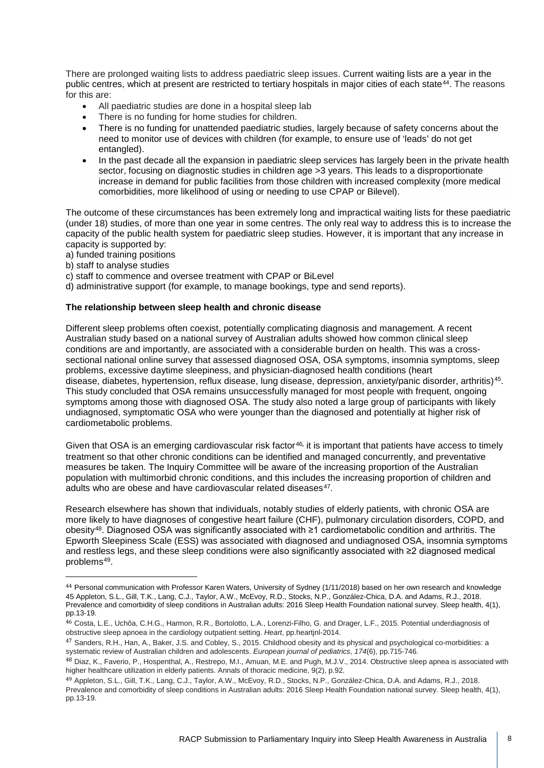There are prolonged waiting lists to address paediatric sleep issues. Current waiting lists are a year in the public centres, which at present are restricted to tertiary hospitals in major cities of each state[44]. The reasons for this are:

- All paediatric studies are done in a hospital sleep lab
- There is no funding for home studies for children.
- There is no funding for unattended paediatric studies, largely because of safety concerns about the need to monitor use of devices with children (for example, to ensure use of 'leads' do not get entangled).
- In the past decade all the expansion in paediatric sleep services has largely been in the private health sector, focusing on diagnostic studies in children age >3 years. This leads to a disproportionate increase in demand for public facilities from those children with increased complexity (more medical comorbidities, more likelihood of using or needing to use CPAP or Bilevel).

The outcome of these circumstances has been extremely long and impractical waiting lists for these paediatric (under 18) studies, of more than one year in some centres. The only real way to address this is to increase the capacity of the public health system for paediatric sleep studies. However, it is important that any increase in capacity is supported by:

a) funded training positions
b) staff to analyse studies
c) staff to commence and oversee treatment with CPAP or BiLevel
d) administrative support (for example, to manage bookings, type and send reports).

**The relationship between sleep health and chronic disease**

Different sleep problems often coexist, potentially complicating diagnosis and management. A recent Australian study based on a national survey of Australian adults showed how common clinical sleep conditions are and importantly, are associated with a considerable burden on health. This was a cross-sectional national online survey that assessed diagnosed OSA, OSA symptoms, insomnia symptoms, sleep problems, excessive daytime sleepiness, and physician-diagnosed health conditions (heart disease, diabetes, hypertension, reflux disease, lung disease, depression, anxiety/panic disorder, arthritis)[45]. This study concluded that OSA remains unsuccessfully managed for most people with frequent, ongoing symptoms among those with diagnosed OSA. The study also noted a large group of participants with likely undiagnosed, symptomatic OSA who were younger than the diagnosed and potentially at higher risk of cardiometabolic problems.

Given that OSA is an emerging cardiovascular risk factor[46], it is important that patients have access to timely treatment so that other chronic conditions can be identified and managed concurrently, and preventative measures be taken. The Inquiry Committee will be aware of the increasing proportion of the Australian population with multimorbid chronic conditions, and this includes the increasing proportion of children and adults who are obese and have cardiovascular related diseases[47].

Research elsewhere has shown that individuals, notably studies of elderly patients, with chronic OSA are more likely to have diagnoses of congestive heart failure (CHF), pulmonary circulation disorders, COPD, and obesity[48]. Diagnosed OSA was significantly associated with ≥1 cardiometabolic condition and arthritis. The Epworth Sleepiness Scale (ESS) was associated with diagnosed and undiagnosed OSA, insomnia symptoms and restless legs, and these sleep conditions were also significantly associated with ≥2 diagnosed medical problems[49].

---

[44] Personal communication with Professor Karen Waters, University of Sydney (1/11/2018) based on her own research and knowledge

[45] Appleton, S.L., Gill, T.K., Lang, C.J., Taylor, A.W., McEvoy, R.D., Stocks, N.P., González-Chica, D.A. and Adams, R.J., 2018. Prevalence and comorbidity of sleep conditions in Australian adults: 2016 Sleep Health Foundation national survey. Sleep health, 4(1), pp.13-19.

[46] Costa, L.E., Uchôa, C.H.G., Harmon, R.R., Bortolotto, L.A., Lorenzi-Filho, G. and Drager, L.F., 2015. Potential underdiagnosis of obstructive sleep apnoea in the cardiology outpatient setting. *Heart*, pp.heartjnl-2014.

[47] Sanders, R.H., Han, A., Baker, J.S. and Cobley, S., 2015. Childhood obesity and its physical and psychological co-morbidities: a systematic review of Australian children and adolescents. *European journal of pediatrics*, *174*(6), pp.715-746.

[48] Diaz, K., Faverio, P., Hospenthal, A., Restrepo, M.I., Amuan, M.E. and Pugh, M.J.V., 2014. Obstructive sleep apnea is associated with higher healthcare utilization in elderly patients. Annals of thoracic medicine, 9(2), p.92.

[49] Appleton, S.L., Gill, T.K., Lang, C.J., Taylor, A.W., McEvoy, R.D., Stocks, N.P., González-Chica, D.A. and Adams, R.J., 2018. Prevalence and comorbidity of sleep conditions in Australian adults: 2016 Sleep Health Foundation national survey. Sleep health, 4(1), pp.13-19.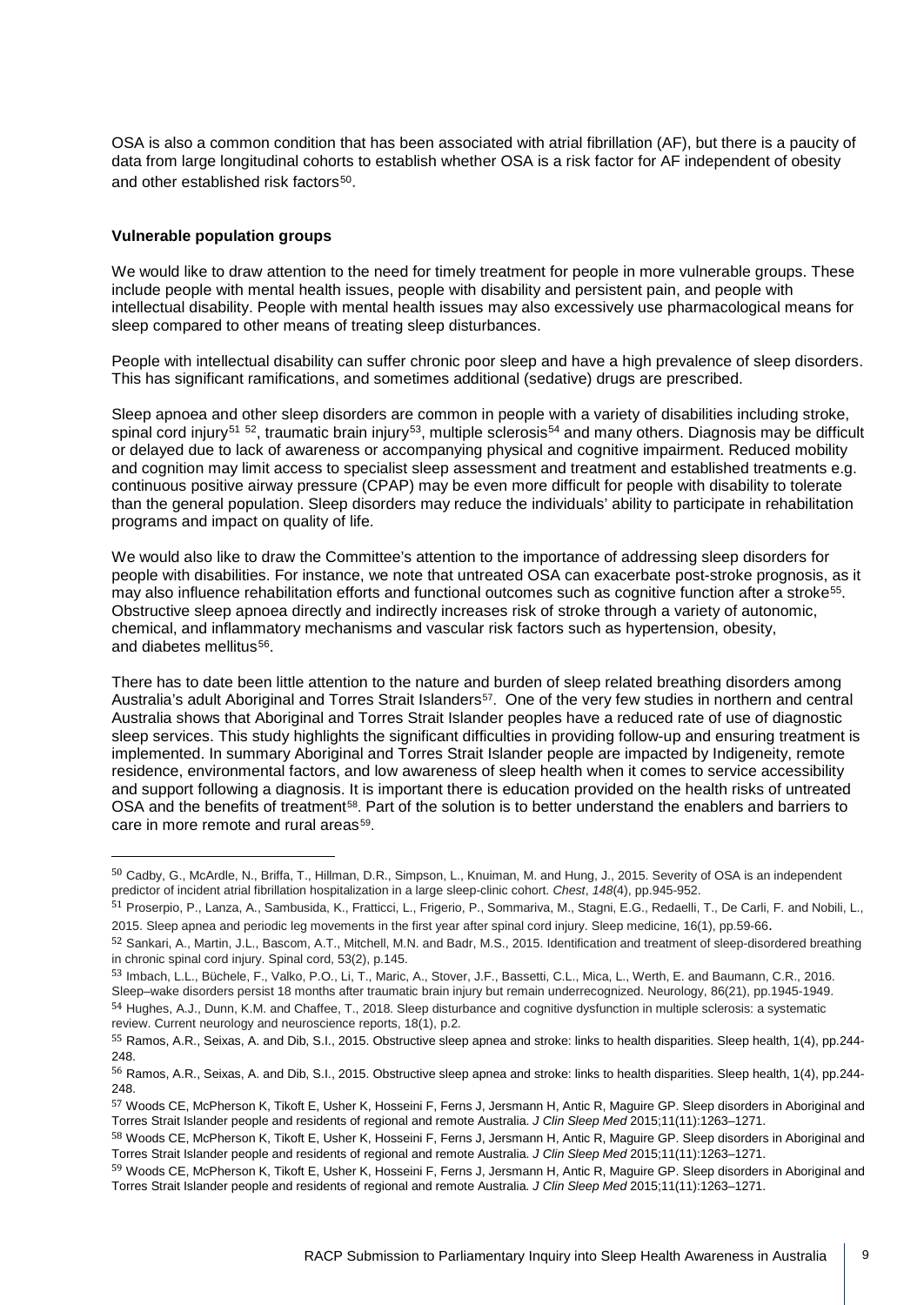OSA is also a common condition that has been associated with atrial fibrillation (AF), but there is a paucity of data from large longitudinal cohorts to establish whether OSA is a risk factor for AF independent of obesity and other established risk factors[50].

**Vulnerable population groups**

We would like to draw attention to the need for timely treatment for people in more vulnerable groups. These include people with mental health issues, people with disability and persistent pain, and people with intellectual disability. People with mental health issues may also excessively use pharmacological means for sleep compared to other means of treating sleep disturbances.

People with intellectual disability can suffer chronic poor sleep and have a high prevalence of sleep disorders. This has significant ramifications, and sometimes additional (sedative) drugs are prescribed.

Sleep apnoea and other sleep disorders are common in people with a variety of disabilities including stroke, spinal cord injury[51] [52], traumatic brain injury[53], multiple sclerosis[54] and many others. Diagnosis may be difficult or delayed due to lack of awareness or accompanying physical and cognitive impairment. Reduced mobility and cognition may limit access to specialist sleep assessment and treatment and established treatments e.g. continuous positive airway pressure (CPAP) may be even more difficult for people with disability to tolerate than the general population. Sleep disorders may reduce the individuals' ability to participate in rehabilitation programs and impact on quality of life.

We would also like to draw the Committee's attention to the importance of addressing sleep disorders for people with disabilities. For instance, we note that untreated OSA can exacerbate post-stroke prognosis, as it may also influence rehabilitation efforts and functional outcomes such as cognitive function after a stroke[55]. Obstructive sleep apnoea directly and indirectly increases risk of stroke through a variety of autonomic, chemical, and inflammatory mechanisms and vascular risk factors such as hypertension, obesity, and diabetes mellitus[56].

There has to date been little attention to the nature and burden of sleep related breathing disorders among Australia's adult Aboriginal and Torres Strait Islanders[57]. One of the very few studies in northern and central Australia shows that Aboriginal and Torres Strait Islander peoples have a reduced rate of use of diagnostic sleep services. This study highlights the significant difficulties in providing follow-up and ensuring treatment is implemented. In summary Aboriginal and Torres Strait Islander people are impacted by Indigeneity, remote residence, environmental factors, and low awareness of sleep health when it comes to service accessibility and support following a diagnosis. It is important there is education provided on the health risks of untreated OSA and the benefits of treatment[58]. Part of the solution is to better understand the enablers and barriers to care in more remote and rural areas[59].

---

[50] Cadby, G., McArdle, N., Briffa, T., Hillman, D.R., Simpson, L., Knuiman, M. and Hung, J., 2015. Severity of OSA is an independent predictor of incident atrial fibrillation hospitalization in a large sleep-clinic cohort. *Chest*, *148*(4), pp.945-952.

[51] Proserpio, P., Lanza, A., Sambusida, K., Fratticci, L., Frigerio, P., Sommariva, M., Stagni, E.G., Redaelli, T., De Carli, F. and Nobili, L., 2015. Sleep apnea and periodic leg movements in the first year after spinal cord injury. Sleep medicine, 16(1), pp.59-66.

[52] Sankari, A., Martin, J.L., Bascom, A.T., Mitchell, M.N. and Badr, M.S., 2015. Identification and treatment of sleep-disordered breathing in chronic spinal cord injury. Spinal cord, 53(2), p.145.

[53] Imbach, L.L., Büchele, F., Valko, P.O., Li, T., Maric, A., Stover, J.F., Bassetti, C.L., Mica, L., Werth, E. and Baumann, C.R., 2016. Sleep–wake disorders persist 18 months after traumatic brain injury but remain underrecognized. Neurology, 86(21), pp.1945-1949.

[54] Hughes, A.J., Dunn, K.M. and Chaffee, T., 2018. Sleep disturbance and cognitive dysfunction in multiple sclerosis: a systematic review. Current neurology and neuroscience reports, 18(1), p.2.

[55] Ramos, A.R., Seixas, A. and Dib, S.I., 2015. Obstructive sleep apnea and stroke: links to health disparities. Sleep health, 1(4), pp.244-248.

[56] Ramos, A.R., Seixas, A. and Dib, S.I., 2015. Obstructive sleep apnea and stroke: links to health disparities. Sleep health, 1(4), pp.244-248.

[57] Woods CE, McPherson K, Tikoft E, Usher K, Hosseini F, Ferns J, Jersmann H, Antic R, Maguire GP. Sleep disorders in Aboriginal and Torres Strait Islander people and residents of regional and remote Australia. *J Clin Sleep Med* 2015;11(11):1263–1271.

[58] Woods CE, McPherson K, Tikoft E, Usher K, Hosseini F, Ferns J, Jersmann H, Antic R, Maguire GP. Sleep disorders in Aboriginal and Torres Strait Islander people and residents of regional and remote Australia. *J Clin Sleep Med* 2015;11(11):1263–1271.

[59] Woods CE, McPherson K, Tikoft E, Usher K, Hosseini F, Ferns J, Jersmann H, Antic R, Maguire GP. Sleep disorders in Aboriginal and Torres Strait Islander people and residents of regional and remote Australia. *J Clin Sleep Med* 2015;11(11):1263–1271.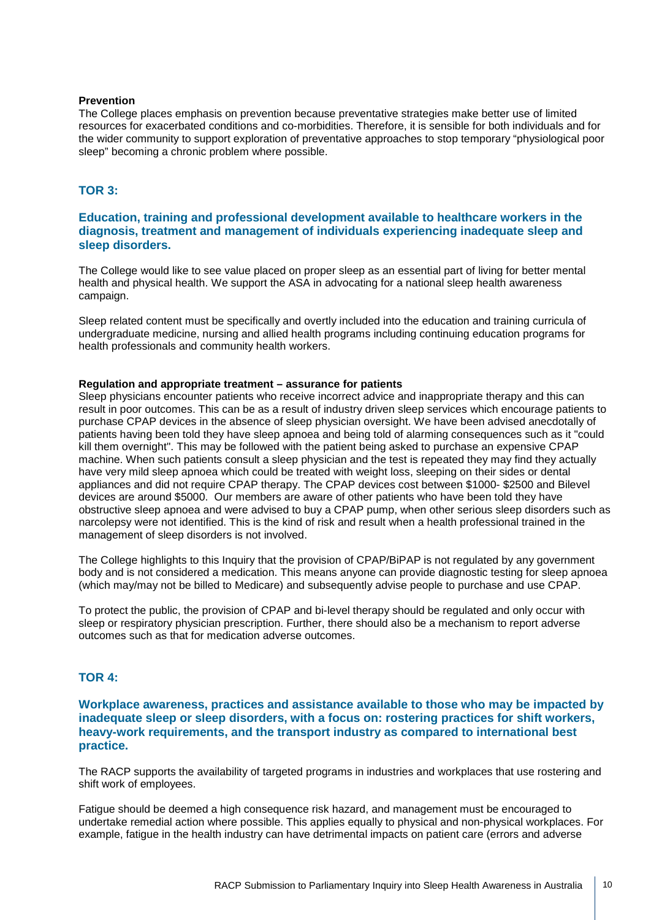**Prevention**

The College places emphasis on prevention because preventative strategies make better use of limited resources for exacerbated conditions and co-morbidities. Therefore, it is sensible for both individuals and for the wider community to support exploration of preventative approaches to stop temporary "physiological poor sleep" becoming a chronic problem where possible.

## TOR 3:

### Education, training and professional development available to healthcare workers in the diagnosis, treatment and management of individuals experiencing inadequate sleep and sleep disorders.

The College would like to see value placed on proper sleep as an essential part of living for better mental health and physical health. We support the ASA in advocating for a national sleep health awareness campaign.

Sleep related content must be specifically and overtly included into the education and training curricula of undergraduate medicine, nursing and allied health programs including continuing education programs for health professionals and community health workers.

**Regulation and appropriate treatment – assurance for patients**

Sleep physicians encounter patients who receive incorrect advice and inappropriate therapy and this can result in poor outcomes. This can be as a result of industry driven sleep services which encourage patients to purchase CPAP devices in the absence of sleep physician oversight. We have been advised anecdotally of patients having been told they have sleep apnoea and being told of alarming consequences such as it "could kill them overnight". This may be followed with the patient being asked to purchase an expensive CPAP machine. When such patients consult a sleep physician and the test is repeated they may find they actually have very mild sleep apnoea which could be treated with weight loss, sleeping on their sides or dental appliances and did not require CPAP therapy. The CPAP devices cost between $1000- $2500 and Bilevel devices are around $5000. Our members are aware of other patients who have been told they have obstructive sleep apnoea and were advised to buy a CPAP pump, when other serious sleep disorders such as narcolepsy were not identified. This is the kind of risk and result when a health professional trained in the management of sleep disorders is not involved.

The College highlights to this Inquiry that the provision of CPAP/BiPAP is not regulated by any government body and is not considered a medication. This means anyone can provide diagnostic testing for sleep apnoea (which may/may not be billed to Medicare) and subsequently advise people to purchase and use CPAP.

To protect the public, the provision of CPAP and bi-level therapy should be regulated and only occur with sleep or respiratory physician prescription. Further, there should also be a mechanism to report adverse outcomes such as that for medication adverse outcomes.

## TOR 4:

### Workplace awareness, practices and assistance available to those who may be impacted by inadequate sleep or sleep disorders, with a focus on: rostering practices for shift workers, heavy-work requirements, and the transport industry as compared to international best practice.

The RACP supports the availability of targeted programs in industries and workplaces that use rostering and shift work of employees.

Fatigue should be deemed a high consequence risk hazard, and management must be encouraged to undertake remedial action where possible. This applies equally to physical and non-physical workplaces. For example, fatigue in the health industry can have detrimental impacts on patient care (errors and adverse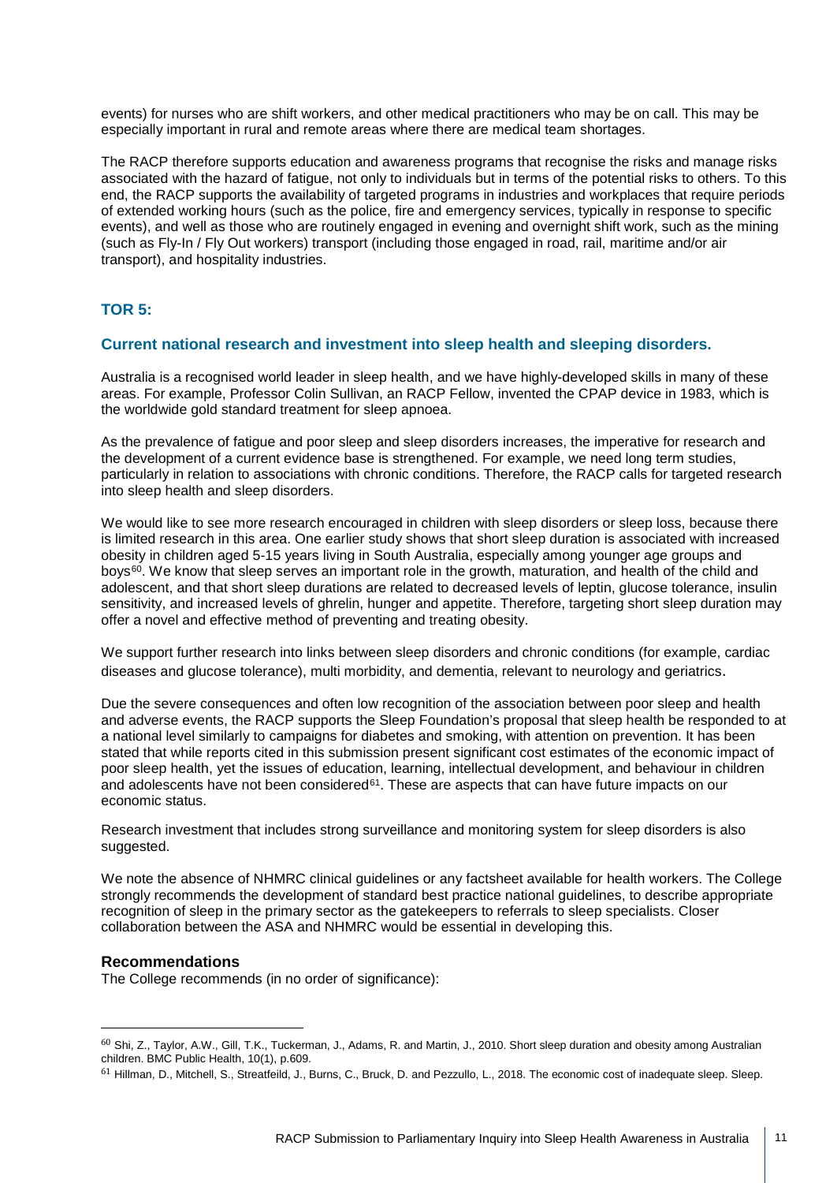events) for nurses who are shift workers, and other medical practitioners who may be on call. This may be especially important in rural and remote areas where there are medical team shortages.

The RACP therefore supports education and awareness programs that recognise the risks and manage risks associated with the hazard of fatigue, not only to individuals but in terms of the potential risks to others. To this end, the RACP supports the availability of targeted programs in industries and workplaces that require periods of extended working hours (such as the police, fire and emergency services, typically in response to specific events), and well as those who are routinely engaged in evening and overnight shift work, such as the mining (such as Fly-In / Fly Out workers) transport (including those engaged in road, rail, maritime and/or air transport), and hospitality industries.

## TOR 5:

### Current national research and investment into sleep health and sleeping disorders.

Australia is a recognised world leader in sleep health, and we have highly-developed skills in many of these areas. For example, Professor Colin Sullivan, an RACP Fellow, invented the CPAP device in 1983, which is the worldwide gold standard treatment for sleep apnoea.

As the prevalence of fatigue and poor sleep and sleep disorders increases, the imperative for research and the development of a current evidence base is strengthened. For example, we need long term studies, particularly in relation to associations with chronic conditions. Therefore, the RACP calls for targeted research into sleep health and sleep disorders.

We would like to see more research encouraged in children with sleep disorders or sleep loss, because there is limited research in this area. One earlier study shows that short sleep duration is associated with increased obesity in children aged 5-15 years living in South Australia, especially among younger age groups and boys[60]. We know that sleep serves an important role in the growth, maturation, and health of the child and adolescent, and that short sleep durations are related to decreased levels of leptin, glucose tolerance, insulin sensitivity, and increased levels of ghrelin, hunger and appetite. Therefore, targeting short sleep duration may offer a novel and effective method of preventing and treating obesity.

We support further research into links between sleep disorders and chronic conditions (for example, cardiac diseases and glucose tolerance), multi morbidity, and dementia, relevant to neurology and geriatrics.

Due the severe consequences and often low recognition of the association between poor sleep and health and adverse events, the RACP supports the Sleep Foundation's proposal that sleep health be responded to at a national level similarly to campaigns for diabetes and smoking, with attention on prevention. It has been stated that while reports cited in this submission present significant cost estimates of the economic impact of poor sleep health, yet the issues of education, learning, intellectual development, and behaviour in children and adolescents have not been considered[61]. These are aspects that can have future impacts on our economic status.

Research investment that includes strong surveillance and monitoring system for sleep disorders is also suggested.

We note the absence of NHMRC clinical guidelines or any factsheet available for health workers. The College strongly recommends the development of standard best practice national guidelines, to describe appropriate recognition of sleep in the primary sector as the gatekeepers to referrals to sleep specialists. Closer collaboration between the ASA and NHMRC would be essential in developing this.

#### Recommendations

The College recommends (in no order of significance):

---

[60] Shi, Z., Taylor, A.W., Gill, T.K., Tuckerman, J., Adams, R. and Martin, J., 2010. Short sleep duration and obesity among Australian children. BMC Public Health, 10(1), p.609.

[61] Hillman, D., Mitchell, S., Streatfeild, J., Burns, C., Bruck, D. and Pezzullo, L., 2018. The economic cost of inadequate sleep. Sleep.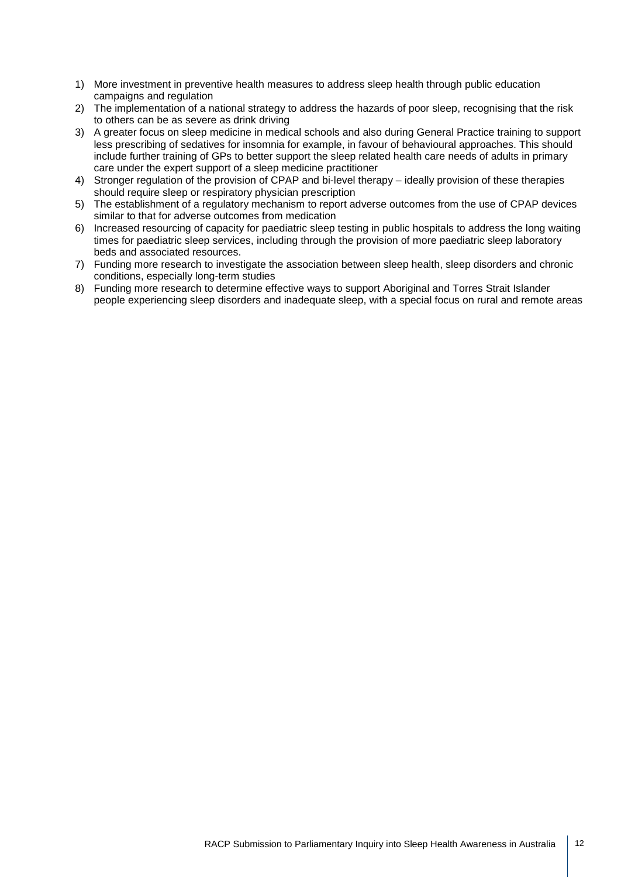1) More investment in preventive health measures to address sleep health through public education campaigns and regulation
2) The implementation of a national strategy to address the hazards of poor sleep, recognising that the risk to others can be as severe as drink driving
3) A greater focus on sleep medicine in medical schools and also during General Practice training to support less prescribing of sedatives for insomnia for example, in favour of behavioural approaches. This should include further training of GPs to better support the sleep related health care needs of adults in primary care under the expert support of a sleep medicine practitioner
4) Stronger regulation of the provision of CPAP and bi-level therapy – ideally provision of these therapies should require sleep or respiratory physician prescription
5) The establishment of a regulatory mechanism to report adverse outcomes from the use of CPAP devices similar to that for adverse outcomes from medication
6) Increased resourcing of capacity for paediatric sleep testing in public hospitals to address the long waiting times for paediatric sleep services, including through the provision of more paediatric sleep laboratory beds and associated resources.
7) Funding more research to investigate the association between sleep health, sleep disorders and chronic conditions, especially long-term studies
8) Funding more research to determine effective ways to support Aboriginal and Torres Strait Islander people experiencing sleep disorders and inadequate sleep, with a special focus on rural and remote areas